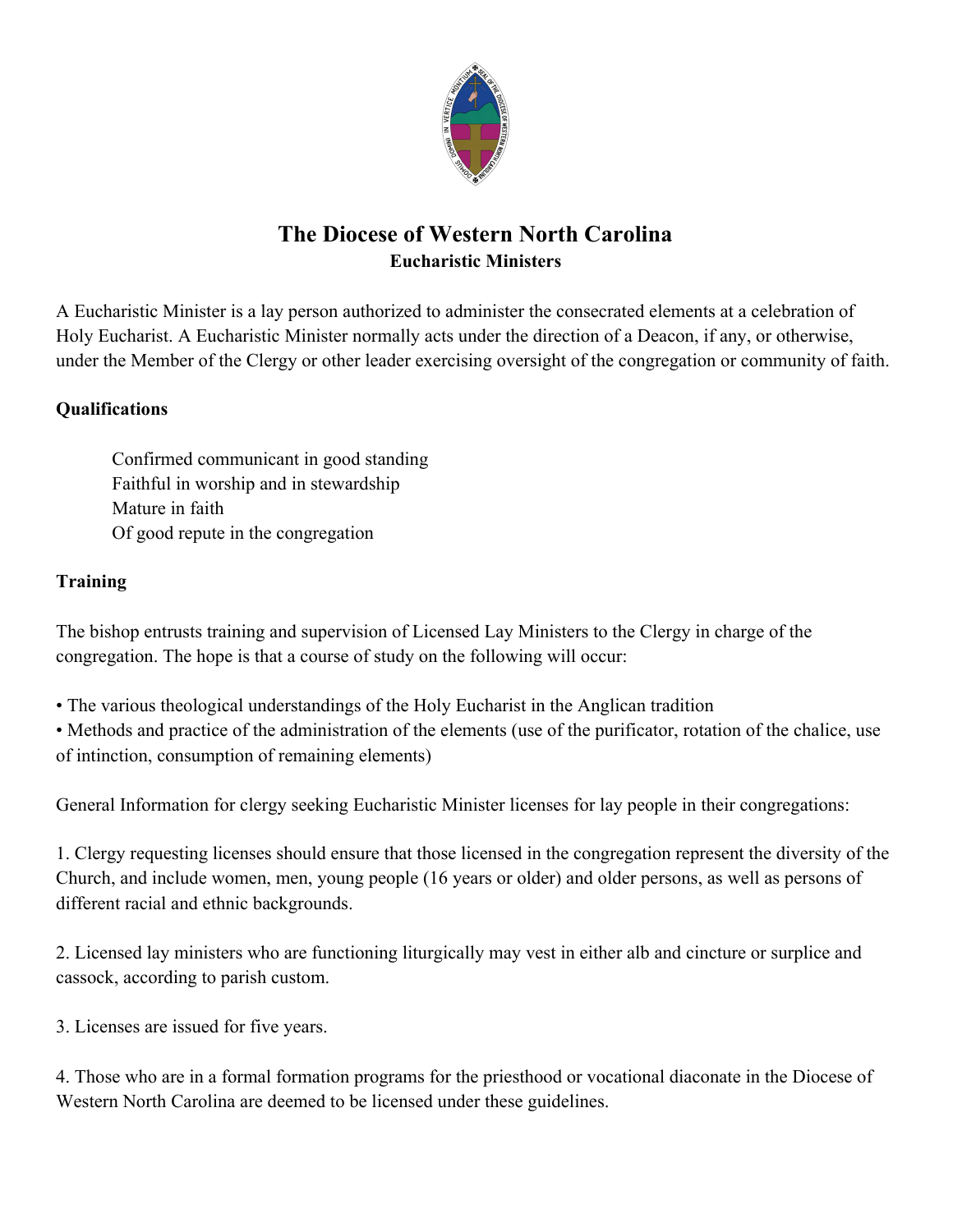# The Diocese of Western North Carolina

## Eucharistic Ministers

A Eucharistic Minister is a lay person authorized to administer the consecrated elements at a celebration of Holy Eucharist. A Eucharistic Minister normally acts under the direction of a Deacon, if any, or otherwise, under the Member of the Clergy or other leader exercising oversight of the congregation or community of faith.

**Qualifications**

Confirmed communicant in good standing
Faithful in worship and in stewardship
Mature in faith
Of good repute in the congregation

**Training**

The bishop entrusts training and supervision of Licensed Lay Ministers to the Clergy in charge of the congregation. The hope is that a course of study on the following will occur:

- The various theological understandings of the Holy Eucharist in the Anglican tradition
- Methods and practice of the administration of the elements (use of the purificator, rotation of the chalice, use of intinction, consumption of remaining elements)

General Information for clergy seeking Eucharistic Minister licenses for lay people in their congregations:

1. Clergy requesting licenses should ensure that those licensed in the congregation represent the diversity of the Church, and include women, men, young people (16 years or older) and older persons, as well as persons of different racial and ethnic backgrounds.

2. Licensed lay ministers who are functioning liturgically may vest in either alb and cincture or surplice and cassock, according to parish custom.

3. Licenses are issued for five years.

4. Those who are in a formal formation programs for the priesthood or vocational diaconate in the Diocese of Western North Carolina are deemed to be licensed under these guidelines.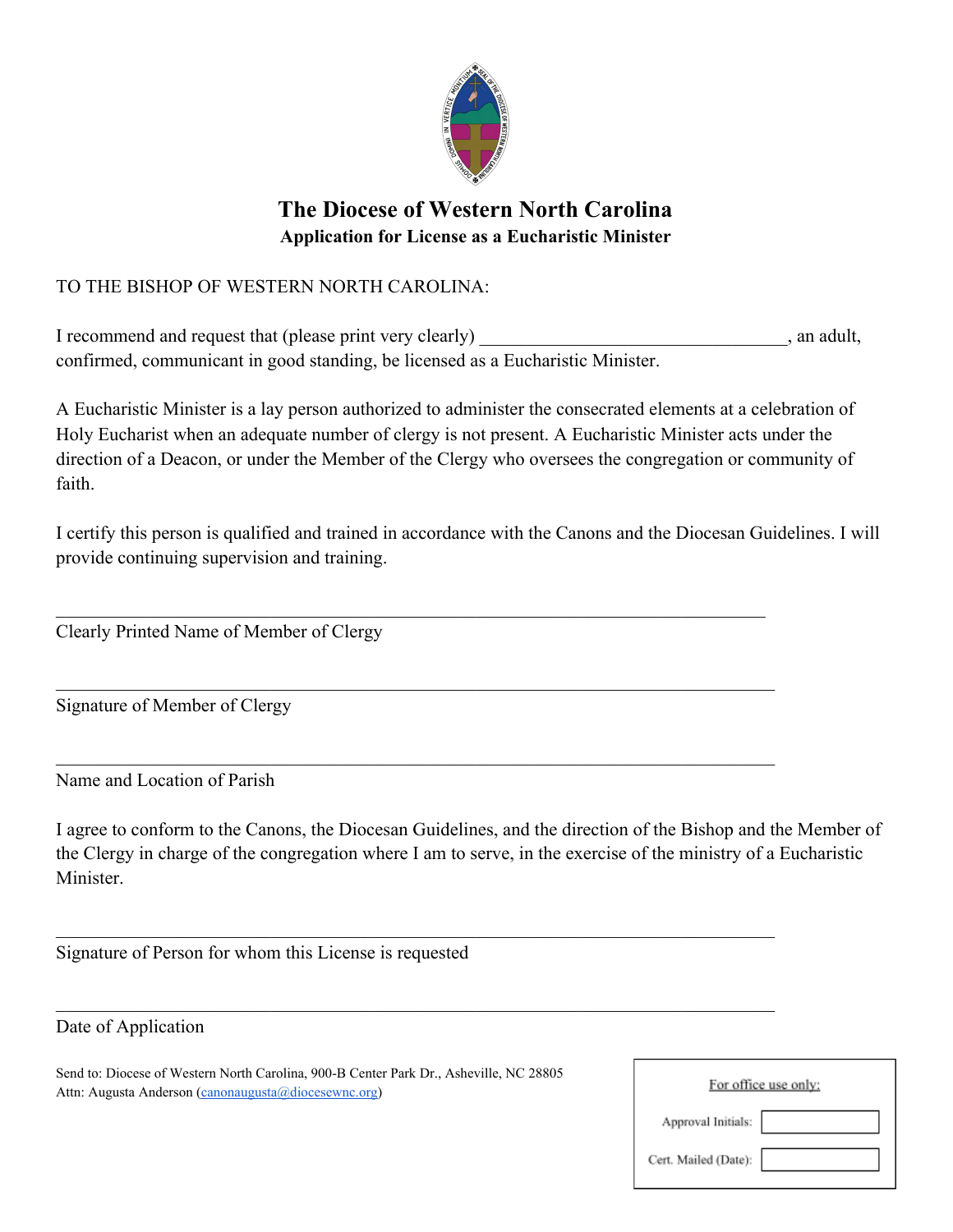# The Diocese of Western North Carolina

**Application for License as a Eucharistic Minister**

TO THE BISHOP OF WESTERN NORTH CAROLINA:

I recommend and request that (please print very clearly) _________________________________, an adult, confirmed, communicant in good standing, be licensed as a Eucharistic Minister.

A Eucharistic Minister is a lay person authorized to administer the consecrated elements at a celebration of Holy Eucharist when an adequate number of clergy is not present. A Eucharistic Minister acts under the direction of a Deacon, or under the Member of the Clergy who oversees the congregation or community of faith.

I certify this person is qualified and trained in accordance with the Canons and the Diocesan Guidelines. I will provide continuing supervision and training.

_____________________________________________________________________________

Clearly Printed Name of Member of Clergy

_____________________________________________________________________________

Signature of Member of Clergy

_____________________________________________________________________________

Name and Location of Parish

I agree to conform to the Canons, the Diocesan Guidelines, and the direction of the Bishop and the Member of the Clergy in charge of the congregation where I am to serve, in the exercise of the ministry of a Eucharistic Minister.

_____________________________________________________________________________

Signature of Person for whom this License is requested

_____________________________________________________________________________

Date of Application

Send to: Diocese of Western North Carolina, 900-B Center Park Dr., Asheville, NC 28805
Attn: Augusta Anderson (canonaugusta@diocesewnc.org)

For office use only:

Approval Initials: ________

Cert. Mailed (Date): ________